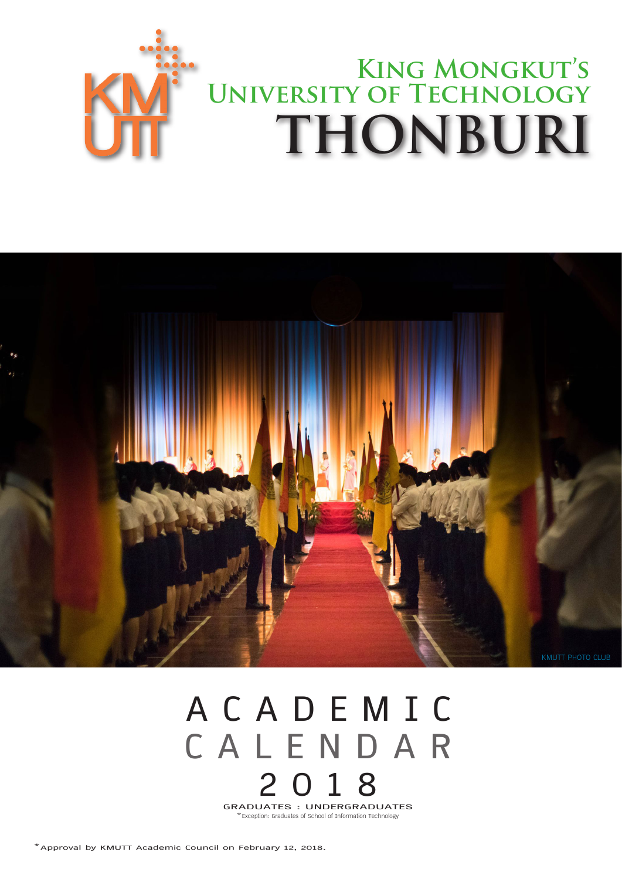# King Mongkut's University of Technology Thonburi

KMUTT PHOTO CLUB

# ACADEMIC CALENDAR 2018

GRADUATES : UNDERGRADUATES

*Exception: Graduates of School of Information Technology

*Approval by KMUTT Academic Council on February 12, 2018.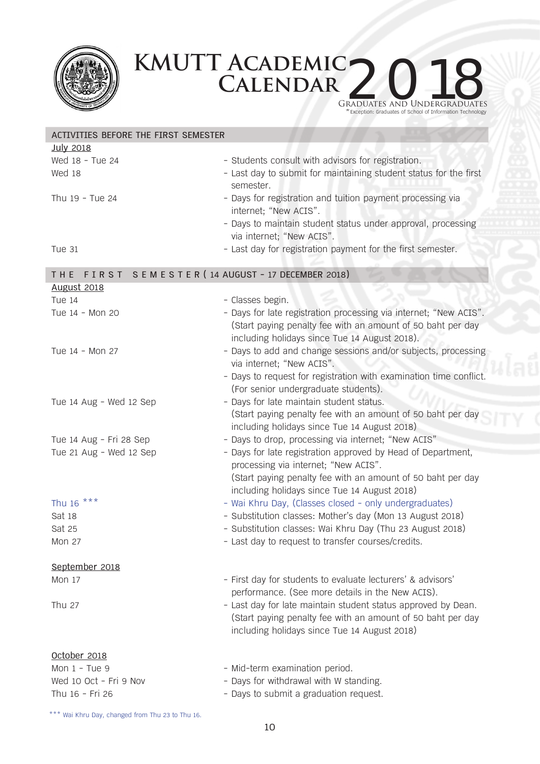# KMUTT Academic Calendar 2018

Graduates and Undergraduates
*Exception: Graduates of School of Information Technology

## ACTIVITIES BEFORE THE FIRST SEMESTER

**July 2018**

| Date | Activity |
|---|---|
| Wed 18 - Tue 24 | - Students consult with advisors for registration. |
| Wed 18 | - Last day to submit for maintaining student status for the first semester. |
| Thu 19 - Tue 24 | - Days for registration and tuition payment processing via internet; "New ACIS". |
| | - Days to maintain student status under approval, processing via internet; "New ACIS". |
| Tue 31 | - Last day for registration payment for the first semester. |

## THE FIRST SEMESTER ( 14 AUGUST - 17 DECEMBER 2018)

**August 2018**

| Date | Activity |
|---|---|
| Tue 14 | - Classes begin. |
| Tue 14 - Mon 20 | - Days for late registration processing via internet; "New ACIS". (Start paying penalty fee with an amount of 50 baht per day including holidays since Tue 14 August 2018). |
| Tue 14 - Mon 27 | - Days to add and change sessions and/or subjects, processing via internet; "New ACIS". |
| | - Days to request for registration with examination time conflict. (For senior undergraduate students). |
| Tue 14 Aug - Wed 12 Sep | - Days for late maintain student status. (Start paying penalty fee with an amount of 50 baht per day including holidays since Tue 14 August 2018) |
| Tue 14 Aug - Fri 28 Sep | - Days to drop, processing via internet; "New ACIS" |
| Tue 21 Aug - Wed 12 Sep | - Days for late registration approved by Head of Department, processing via internet; "New ACIS". (Start paying penalty fee with an amount of 50 baht per day including holidays since Tue 14 August 2018) |
| Thu 16 *** | - Wai Khru Day, (Classes closed - only undergraduates) |
| Sat 18 | - Substitution classes: Mother's day (Mon 13 August 2018) |
| Sat 25 | - Substitution classes: Wai Khru Day (Thu 23 August 2018) |
| Mon 27 | - Last day to request to transfer courses/credits. |

**September 2018**

| Date | Activity |
|---|---|
| Mon 17 | - First day for students to evaluate lecturers' & advisors' performance. (See more details in the New ACIS). |
| Thu 27 | - Last day for late maintain student status approved by Dean. (Start paying penalty fee with an amount of 50 baht per day including holidays since Tue 14 August 2018) |

**October 2018**

| Date | Activity |
|---|---|
| Mon 1 - Tue 9 | - Mid-term examination period. |
| Wed 10 Oct - Fri 9 Nov | - Days for withdrawal with W standing. |
| Thu 16 - Fri 26 | - Days to submit a graduation request. |

*** Wai Khru Day, changed from Thu 23 to Thu 16.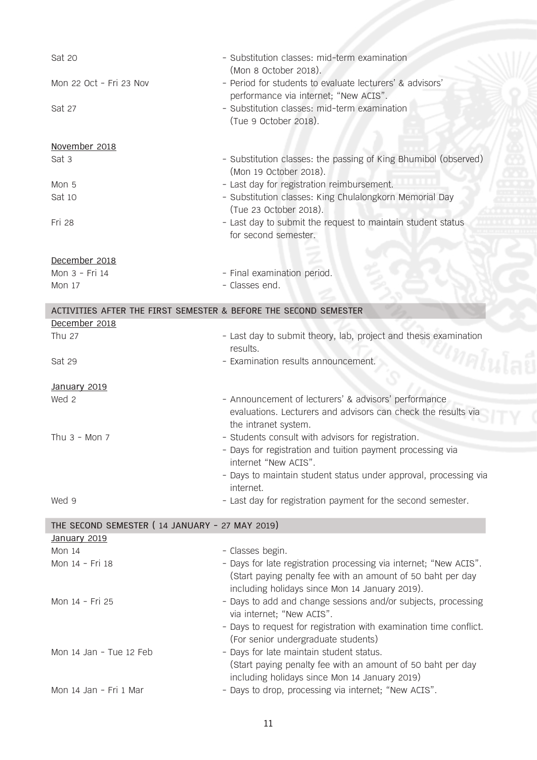| | |
|---|---|
| Sat 20 | - Substitution classes: mid-term examination (Mon 8 October 2018). |
| Mon 22 Oct - Fri 23 Nov | - Period for students to evaluate lecturers' & advisors' performance via internet; "New ACIS". |
| Sat 27 | - Substitution classes: mid-term examination (Tue 9 October 2018). |

November 2018

| | |
|---|---|
| Sat 3 | - Substitution classes: the passing of King Bhumibol (observed) (Mon 19 October 2018). |
| Mon 5 | - Last day for registration reimbursement. |
| Sat 10 | - Substitution classes: King Chulalongkorn Memorial Day (Tue 23 October 2018). |
| Fri 28 | - Last day to submit the request to maintain student status for second semester. |

December 2018

| | |
|---|---|
| Mon 3 - Fri 14 | - Final examination period. |
| Mon 17 | - Classes end. |

## ACTIVITIES AFTER THE FIRST SEMESTER & BEFORE THE SECOND SEMESTER

December 2018

| | |
|---|---|
| Thu 27 | - Last day to submit theory, lab, project and thesis examination results. |
| Sat 29 | - Examination results announcement. |

January 2019

| | |
|---|---|
| Wed 2 | - Announcement of lecturers' & advisors' performance evaluations. Lecturers and advisors can check the results via the intranet system. |
| Thu 3 - Mon 7 | - Students consult with advisors for registration.<br>- Days for registration and tuition payment processing via internet "New ACIS".<br>- Days to maintain student status under approval, processing via internet. |
| Wed 9 | - Last day for registration payment for the second semester. |

## THE SECOND SEMESTER ( 14 JANUARY - 27 MAY 2019)

January 2019

| | |
|---|---|
| Mon 14 | - Classes begin. |
| Mon 14 - Fri 18 | - Days for late registration processing via internet; "New ACIS". (Start paying penalty fee with an amount of 50 baht per day including holidays since Mon 14 January 2019). |
| Mon 14 - Fri 25 | - Days to add and change sessions and/or subjects, processing via internet; "New ACIS".<br>- Days to request for registration with examination time conflict. (For senior undergraduate students) |
| Mon 14 Jan - Tue 12 Feb | - Days for late maintain student status. (Start paying penalty fee with an amount of 50 baht per day including holidays since Mon 14 January 2019) |
| Mon 14 Jan - Fri 1 Mar | - Days to drop, processing via internet; "New ACIS". |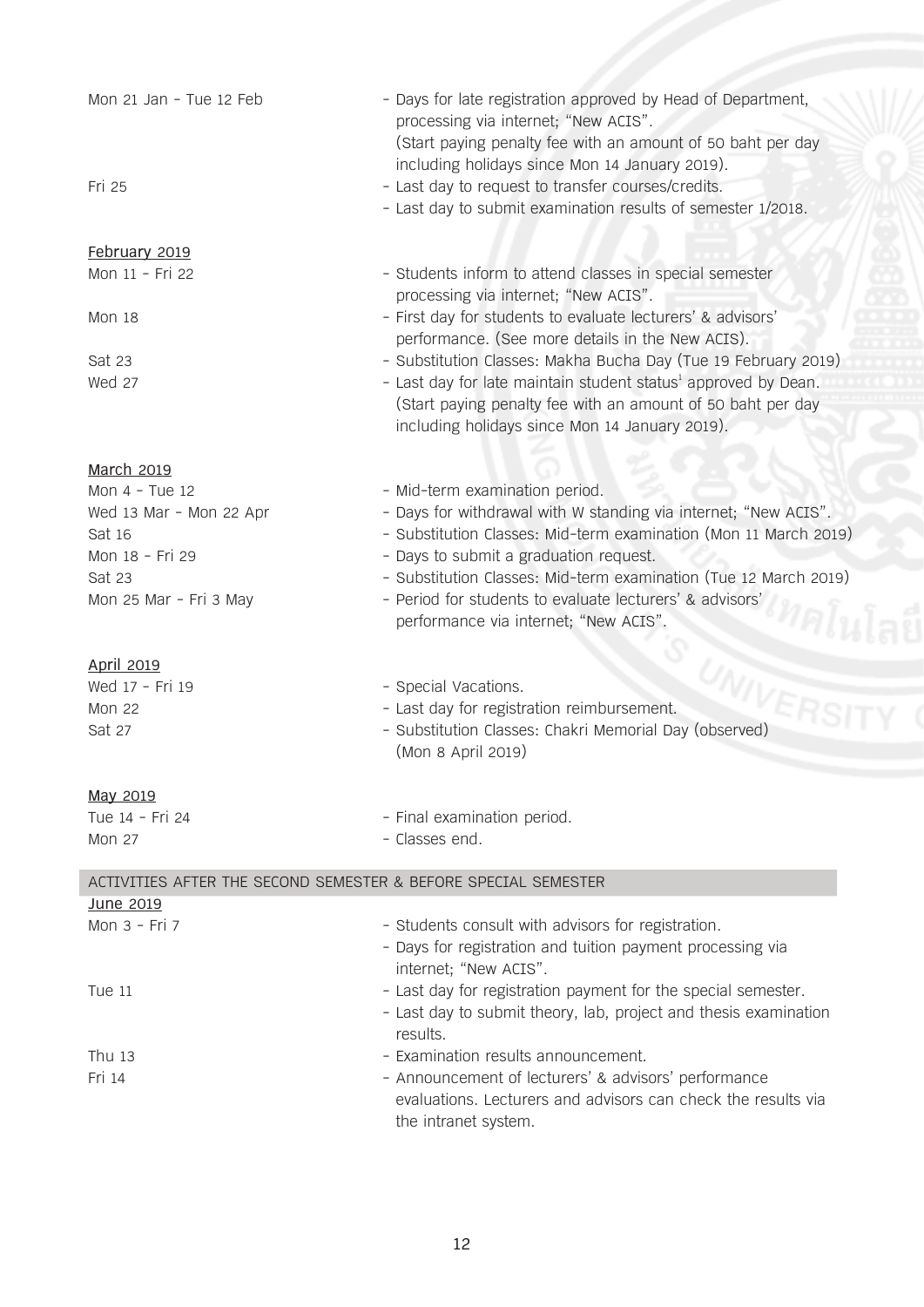| | |
|---|---|
| Mon 21 Jan - Tue 12 Feb | - Days for late registration approved by Head of Department, processing via internet; "New ACIS". (Start paying penalty fee with an amount of 50 baht per day including holidays since Mon 14 January 2019). |
| Fri 25 | - Last day to request to transfer courses/credits.<br>- Last day to submit examination results of semester 1/2018. |

**February 2019**

| | |
|---|---|
| Mon 11 - Fri 22 | - Students inform to attend classes in special semester processing via internet; "New ACIS". |
| Mon 18 | - First day for students to evaluate lecturers' & advisors' performance. (See more details in the New ACIS). |
| Sat 23 | - Substitution Classes: Makha Bucha Day (Tue 19 February 2019) |
| Wed 27 | - Last day for late maintain student status[1] approved by Dean. (Start paying penalty fee with an amount of 50 baht per day including holidays since Mon 14 January 2019). |

**March 2019**

| | |
|---|---|
| Mon 4 - Tue 12 | - Mid-term examination period. |
| Wed 13 Mar - Mon 22 Apr | - Days for withdrawal with W standing via internet; "New ACIS". |
| Sat 16 | - Substitution Classes: Mid-term examination (Mon 11 March 2019) |
| Mon 18 - Fri 29 | - Days to submit a graduation request. |
| Sat 23 | - Substitution Classes: Mid-term examination (Tue 12 March 2019) |
| Mon 25 Mar - Fri 3 May | - Period for students to evaluate lecturers' & advisors' performance via internet; "New ACIS". |

**April 2019**

| | |
|---|---|
| Wed 17 - Fri 19 | - Special Vacations. |
| Mon 22 | - Last day for registration reimbursement. |
| Sat 27 | - Substitution Classes: Chakri Memorial Day (observed) (Mon 8 April 2019) |

**May 2019**

| | |
|---|---|
| Tue 14 - Fri 24 | - Final examination period. |
| Mon 27 | - Classes end. |

## ACTIVITIES AFTER THE SECOND SEMESTER & BEFORE SPECIAL SEMESTER

**June 2019**

| | |
|---|---|
| Mon 3 - Fri 7 | - Students consult with advisors for registration.<br>- Days for registration and tuition payment processing via internet; "New ACIS". |
| Tue 11 | - Last day for registration payment for the special semester.<br>- Last day to submit theory, lab, project and thesis examination results. |
| Thu 13 | - Examination results announcement. |
| Fri 14 | - Announcement of lecturers' & advisors' performance evaluations. Lecturers and advisors can check the results via the intranet system. |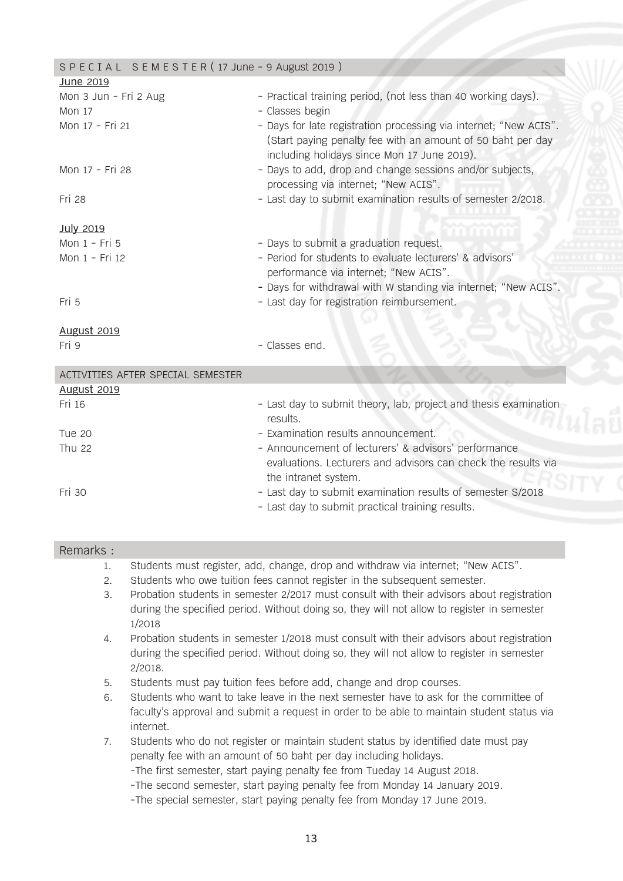## SPECIAL SEMESTER ( 17 June – 9 August 2019 )

**June 2019**

| | |
|---|---|
| Mon 3 Jun – Fri 2 Aug | - Practical training period, (not less than 40 working days). |
| Mon 17 | - Classes begin |
| Mon 17 – Fri 21 | - Days for late registration processing via internet; "New ACIS". (Start paying penalty fee with an amount of 50 baht per day including holidays since Mon 17 June 2019). |
| Mon 17 – Fri 28 | - Days to add, drop and change sessions and/or subjects, processing via internet; "New ACIS". |
| Fri 28 | - Last day to submit examination results of semester 2/2018. |

**July 2019**

| | |
|---|---|
| Mon 1 – Fri 5 | - Days to submit a graduation request. |
| Mon 1 – Fri 12 | - Period for students to evaluate lecturers' & advisors' performance via internet; "New ACIS".<br>- Days for withdrawal with W standing via internet; "New ACIS". |
| Fri 5 | - Last day for registration reimbursement. |

**August 2019**

| | |
|---|---|
| Fri 9 | - Classes end. |

## ACTIVITIES AFTER SPECIAL SEMESTER

**August 2019**

| | |
|---|---|
| Fri 16 | - Last day to submit theory, lab, project and thesis examination results. |
| Tue 20 | - Examination results announcement. |
| Thu 22 | - Announcement of lecturers' & advisors' performance evaluations. Lecturers and advisors can check the results via the intranet system. |
| Fri 30 | - Last day to submit examination results of semester S/2018<br>- Last day to submit practical training results. |

## Remarks :

1. Students must register, add, change, drop and withdraw via internet; "New ACIS".
2. Students who owe tuition fees cannot register in the subsequent semester.
3. Probation students in semester 2/2017 must consult with their advisors about registration during the specified period. Without doing so, they will not allow to register in semester 1/2018
4. Probation students in semester 1/2018 must consult with their advisors about registration during the specified period. Without doing so, they will not allow to register in semester 2/2018.
5. Students must pay tuition fees before add, change and drop courses.
6. Students who want to take leave in the next semester have to ask for the committee of faculty's approval and submit a request in order to be able to maintain student status via internet.
7. Students who do not register or maintain student status by identified date must pay penalty fee with an amount of 50 baht per day including holidays.
   - The first semester, start paying penalty fee from Tueday 14 August 2018.
   - The second semester, start paying penalty fee from Monday 14 January 2019.
   - The special semester, start paying penalty fee from Monday 17 June 2019.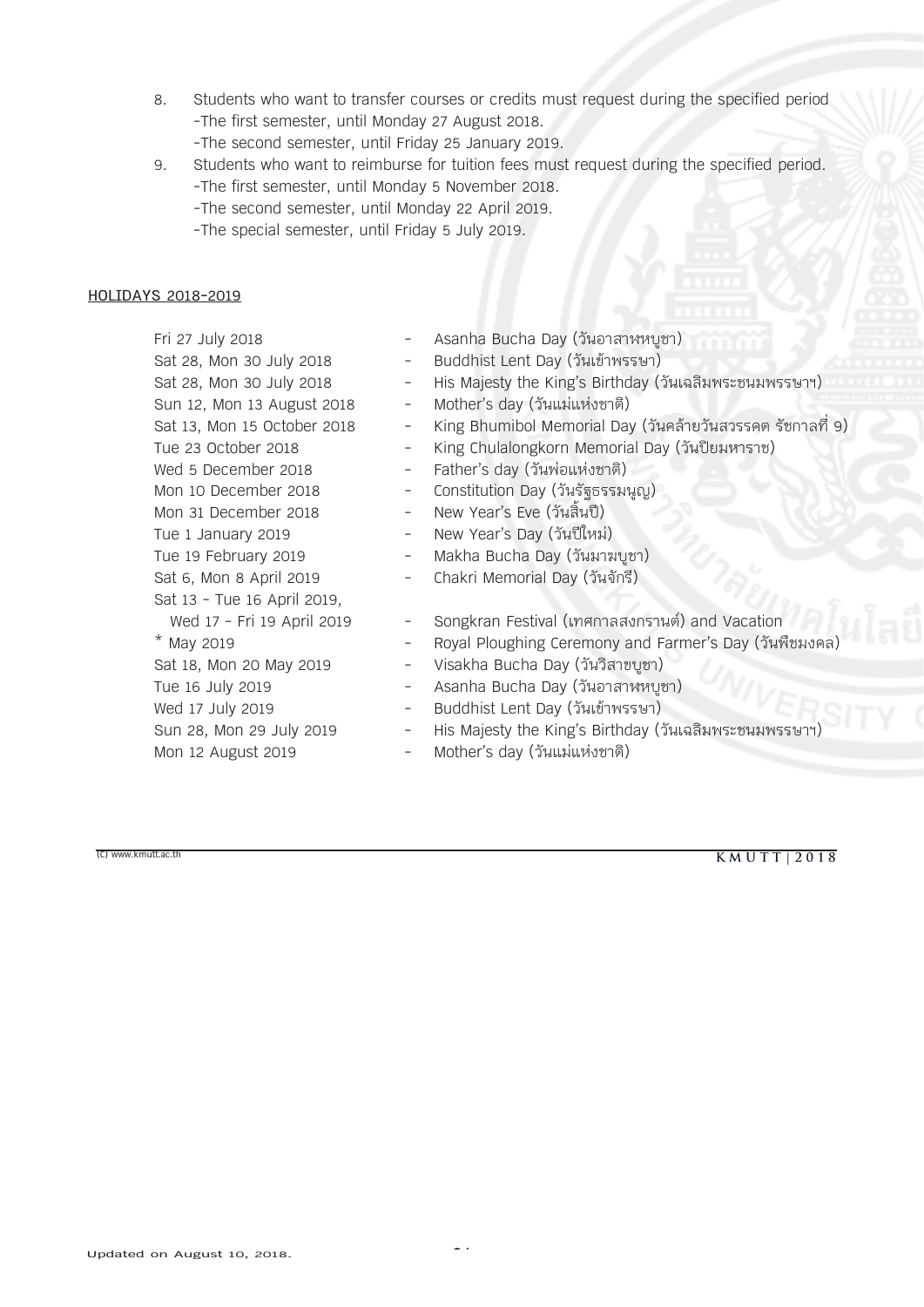8. Students who want to transfer courses or credits must request during the specified period
   -The first semester, until Monday 27 August 2018.
   -The second semester, until Friday 25 January 2019.
9. Students who want to reimburse for tuition fees must request during the specified period.
   -The first semester, until Monday 5 November 2018.
   -The second semester, until Monday 22 April 2019.
   -The special semester, until Friday 5 July 2019.

## HOLIDAYS 2018-2019

| | | |
|---|---|---|
| Fri 27 July 2018 | - | Asanha Bucha Day (วันอาสาฬหบูชา) |
| Sat 28, Mon 30 July 2018 | - | Buddhist Lent Day (วันเข้าพรรษา) |
| Sat 28, Mon 30 July 2018 | - | His Majesty the King's Birthday (วันเฉลิมพระชนมพรรษาฯ) |
| Sun 12, Mon 13 August 2018 | - | Mother's day (วันแม่แห่งชาติ) |
| Sat 13, Mon 15 October 2018 | - | King Bhumibol Memorial Day (วันคล้ายวันสวรรคต รัชกาลที่ 9) |
| Tue 23 October 2018 | - | King Chulalongkorn Memorial Day (วันปิยมหาราช) |
| Wed 5 December 2018 | - | Father's day (วันพ่อแห่งชาติ) |
| Mon 10 December 2018 | - | Constitution Day (วันรัฐธรรมนูญ) |
| Mon 31 December 2018 | - | New Year's Eve (วันสิ้นปี) |
| Tue 1 January 2019 | - | New Year's Day (วันปีใหม่) |
| Tue 19 February 2019 | - | Makha Bucha Day (วันมาฆบูชา) |
| Sat 6, Mon 8 April 2019 | - | Chakri Memorial Day (วันจักรี) |
| Sat 13 - Tue 16 April 2019, Wed 17 - Fri 19 April 2019 | - | Songkran Festival (เทศกาลสงกรานต์) and Vacation |
| * May 2019 | - | Royal Ploughing Ceremony and Farmer's Day (วันพืชมงคล) |
| Sat 18, Mon 20 May 2019 | - | Visakha Bucha Day (วันวิสาขบูชา) |
| Tue 16 July 2019 | - | Asanha Bucha Day (วันอาสาฬหบูชา) |
| Wed 17 July 2019 | - | Buddhist Lent Day (วันเข้าพรรษา) |
| Sun 28, Mon 29 July 2019 | - | His Majesty the King's Birthday (วันเฉลิมพระชนมพรรษาฯ) |
| Mon 12 August 2019 | - | Mother's day (วันแม่แห่งชาติ) |

Updated on August 10, 2018.